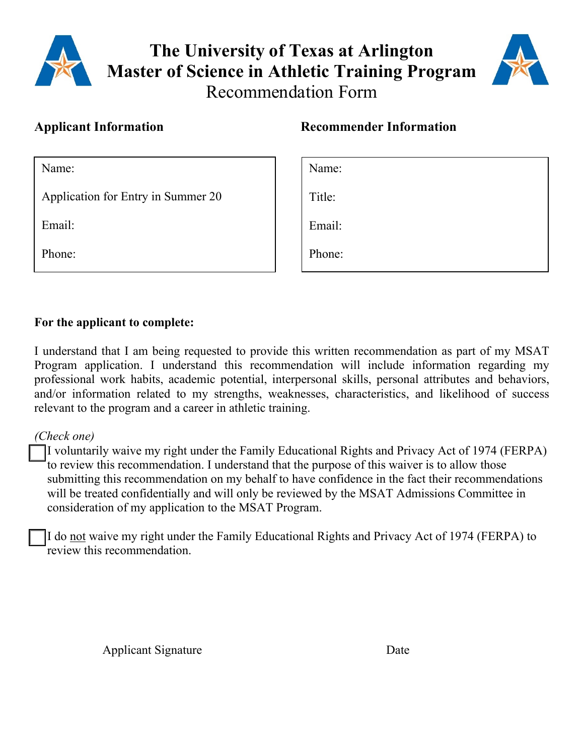# The University of Texas at Arlington
# Master of Science in Athletic Training Program
## Recommendation Form

**Applicant Information**

Name:

Application for Entry in Summer 20

Email:

Phone:

**Recommender Information**

Name:

Title:

Email:

Phone:

**For the applicant to complete:**

I understand that I am being requested to provide this written recommendation as part of my MSAT Program application. I understand this recommendation will include information regarding my professional work habits, academic potential, interpersonal skills, personal attributes and behaviors, and/or information related to my strengths, weaknesses, characteristics, and likelihood of success relevant to the program and a career in athletic training.

*(Check one)*

☐ I voluntarily waive my right under the Family Educational Rights and Privacy Act of 1974 (FERPA) to review this recommendation. I understand that the purpose of this waiver is to allow those submitting this recommendation on my behalf to have confidence in the fact their recommendations will be treated confidentially and will only be reviewed by the MSAT Admissions Committee in consideration of my application to the MSAT Program.

☐ I do not waive my right under the Family Educational Rights and Privacy Act of 1974 (FERPA) to review this recommendation.

Applicant Signature                                        Date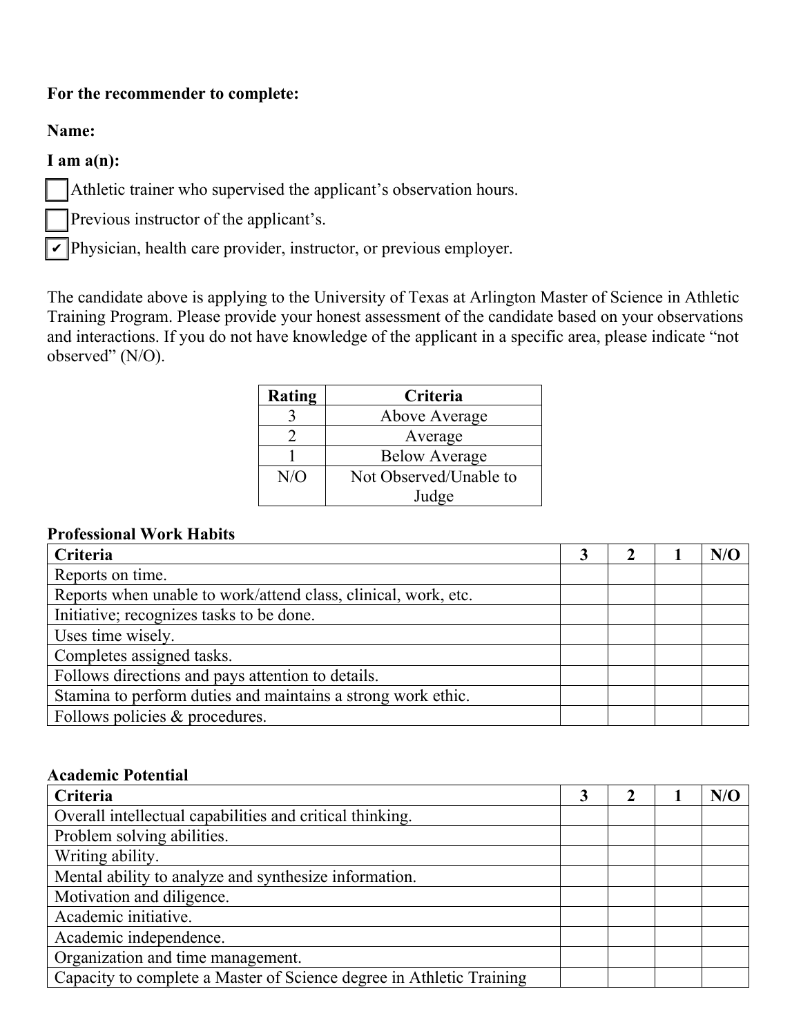**For the recommender to complete:**

**Name:**

**I am a(n):**

- [ ] Athletic trainer who supervised the applicant's observation hours.
- [ ] Previous instructor of the applicant's.
- [x] Physician, health care provider, instructor, or previous employer.

The candidate above is applying to the University of Texas at Arlington Master of Science in Athletic Training Program. Please provide your honest assessment of the candidate based on your observations and interactions. If you do not have knowledge of the applicant in a specific area, please indicate "not observed" (N/O).

| Rating | Criteria |
|---|---|
| 3 | Above Average |
| 2 | Average |
| 1 | Below Average |
| N/O | Not Observed/Unable to Judge |

**Professional Work Habits**

| Criteria | 3 | 2 | 1 | N/O |
|---|---|---|---|---|
| Reports on time. | | | | |
| Reports when unable to work/attend class, clinical, work, etc. | | | | |
| Initiative; recognizes tasks to be done. | | | | |
| Uses time wisely. | | | | |
| Completes assigned tasks. | | | | |
| Follows directions and pays attention to details. | | | | |
| Stamina to perform duties and maintains a strong work ethic. | | | | |
| Follows policies & procedures. | | | | |

**Academic Potential**

| Criteria | 3 | 2 | 1 | N/O |
|---|---|---|---|---|
| Overall intellectual capabilities and critical thinking. | | | | |
| Problem solving abilities. | | | | |
| Writing ability. | | | | |
| Mental ability to analyze and synthesize information. | | | | |
| Motivation and diligence. | | | | |
| Academic initiative. | | | | |
| Academic independence. | | | | |
| Organization and time management. | | | | |
| Capacity to complete a Master of Science degree in Athletic Training | | | | |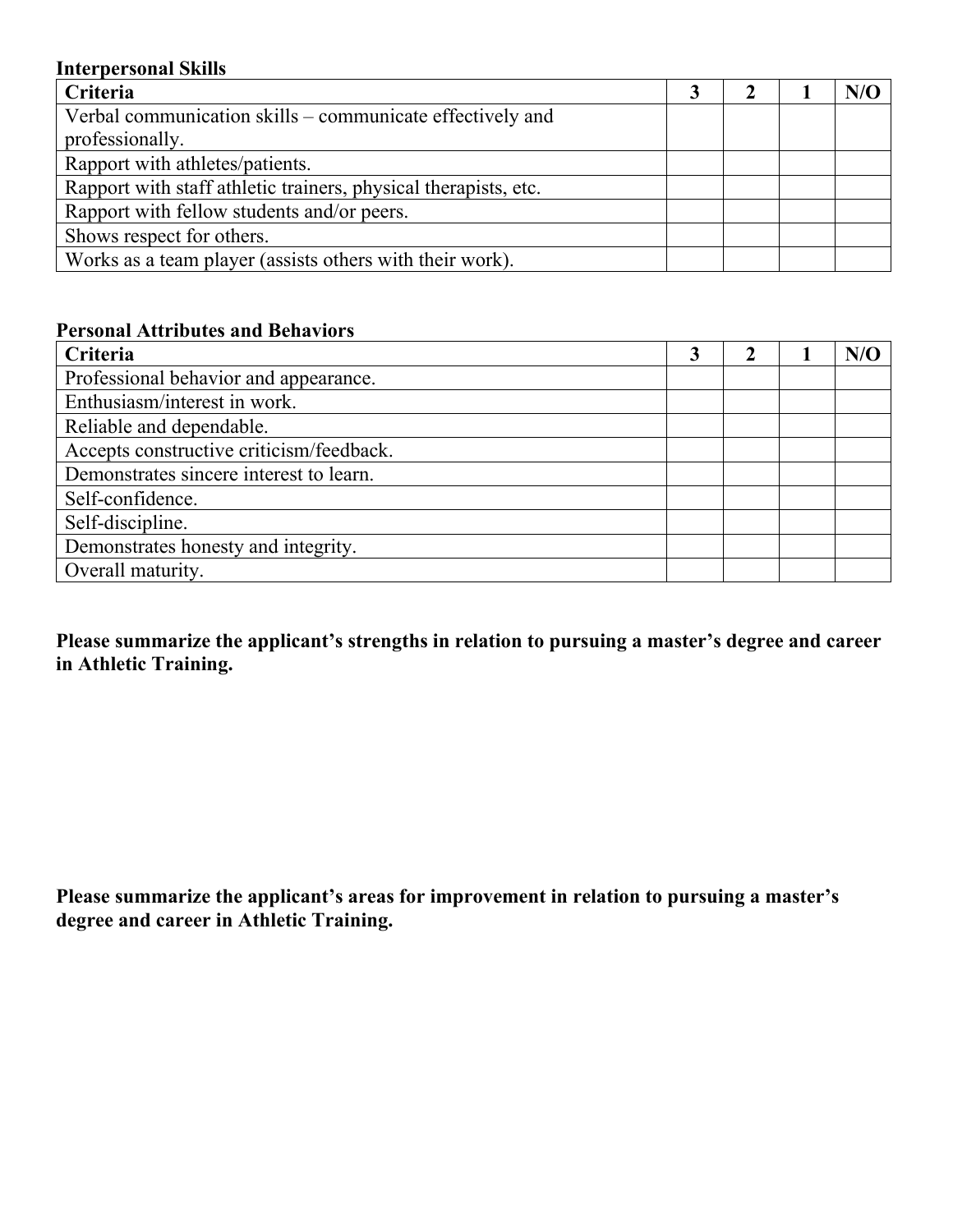**Interpersonal Skills**

| Criteria | 3 | 2 | 1 | N/O |
|---|---|---|---|---|
| Verbal communication skills – communicate effectively and professionally. | | | | |
| Rapport with athletes/patients. | | | | |
| Rapport with staff athletic trainers, physical therapists, etc. | | | | |
| Rapport with fellow students and/or peers. | | | | |
| Shows respect for others. | | | | |
| Works as a team player (assists others with their work). | | | | |

**Personal Attributes and Behaviors**

| Criteria | 3 | 2 | 1 | N/O |
|---|---|---|---|---|
| Professional behavior and appearance. | | | | |
| Enthusiasm/interest in work. | | | | |
| Reliable and dependable. | | | | |
| Accepts constructive criticism/feedback. | | | | |
| Demonstrates sincere interest to learn. | | | | |
| Self-confidence. | | | | |
| Self-discipline. | | | | |
| Demonstrates honesty and integrity. | | | | |
| Overall maturity. | | | | |

**Please summarize the applicant's strengths in relation to pursuing a master's degree and career in Athletic Training.**

**Please summarize the applicant's areas for improvement in relation to pursuing a master's degree and career in Athletic Training.**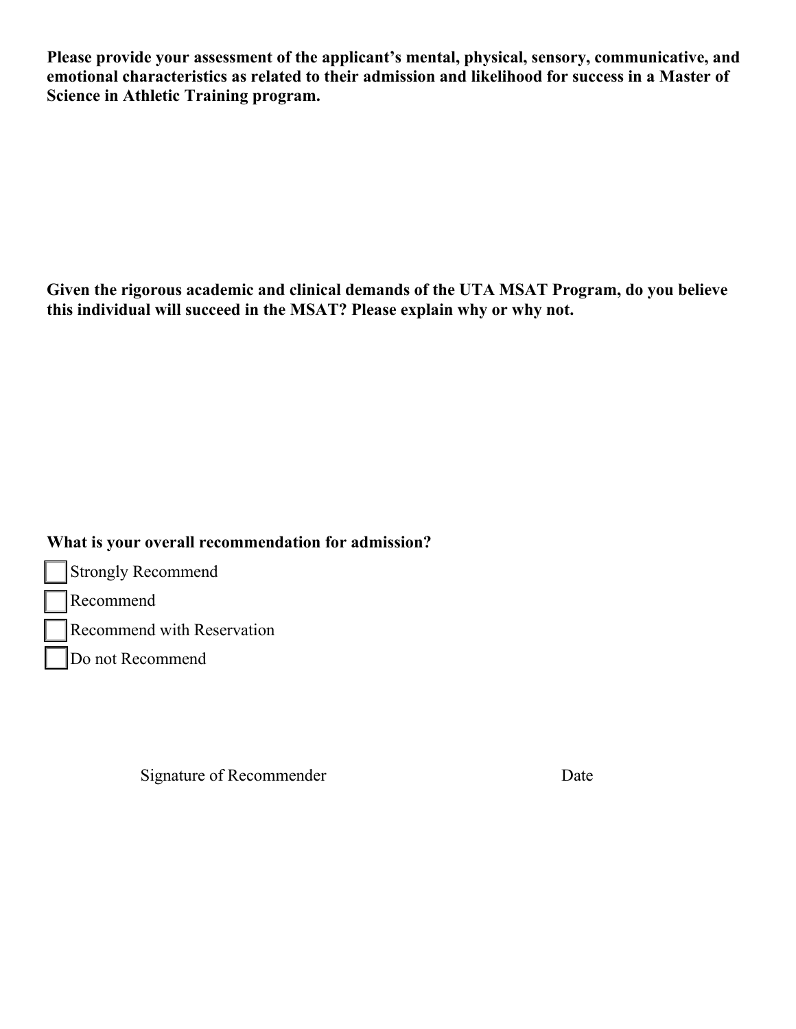**Please provide your assessment of the applicant's mental, physical, sensory, communicative, and emotional characteristics as related to their admission and likelihood for success in a Master of Science in Athletic Training program.**

**Given the rigorous academic and clinical demands of the UTA MSAT Program, do you believe this individual will succeed in the MSAT? Please explain why or why not.**

**What is your overall recommendation for admission?**

- [ ] Strongly Recommend
- [ ] Recommend
- [ ] Recommend with Reservation
- [ ] Do not Recommend

Signature of Recommender Date